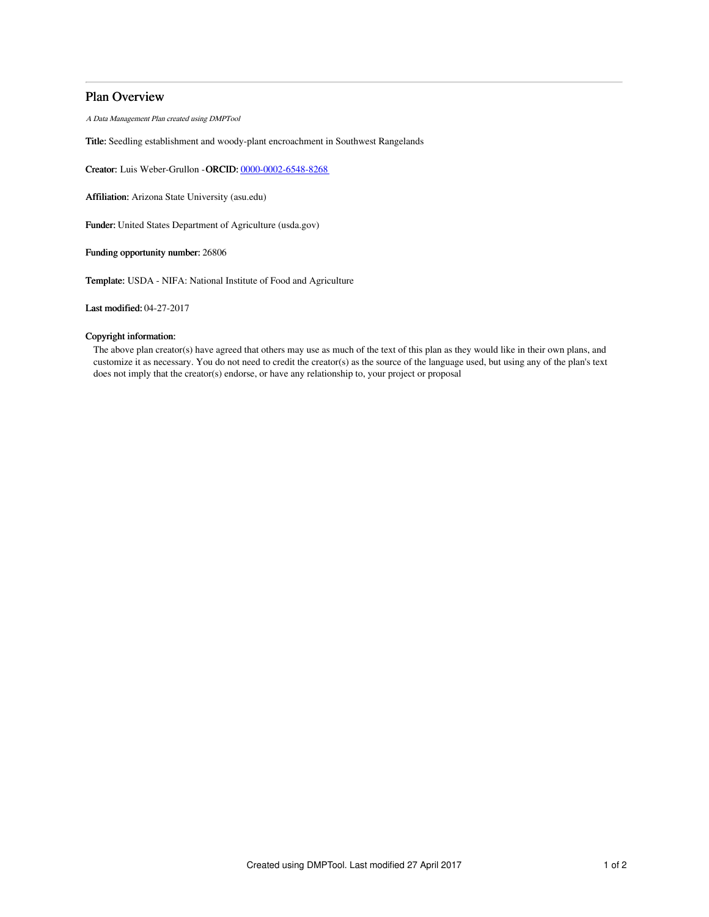# Plan Overview

*A Data Management Plan created using DMPTool*

**Title:** Seedling establishment and woody-plant encroachment in Southwest Rangelands

**Creator:** Luis Weber-Grullon -**ORCID:** 0000-0002-6548-8268

**Affiliation:** Arizona State University (asu.edu)

**Funder:** United States Department of Agriculture (usda.gov)

**Funding opportunity number:** 26806

**Template:** USDA - NIFA: National Institute of Food and Agriculture

**Last modified:** 04-27-2017

**Copyright information:**

The above plan creator(s) have agreed that others may use as much of the text of this plan as they would like in their own plans, and customize it as necessary. You do not need to credit the creator(s) as the source of the language used, but using any of the plan's text does not imply that the creator(s) endorse, or have any relationship to, your project or proposal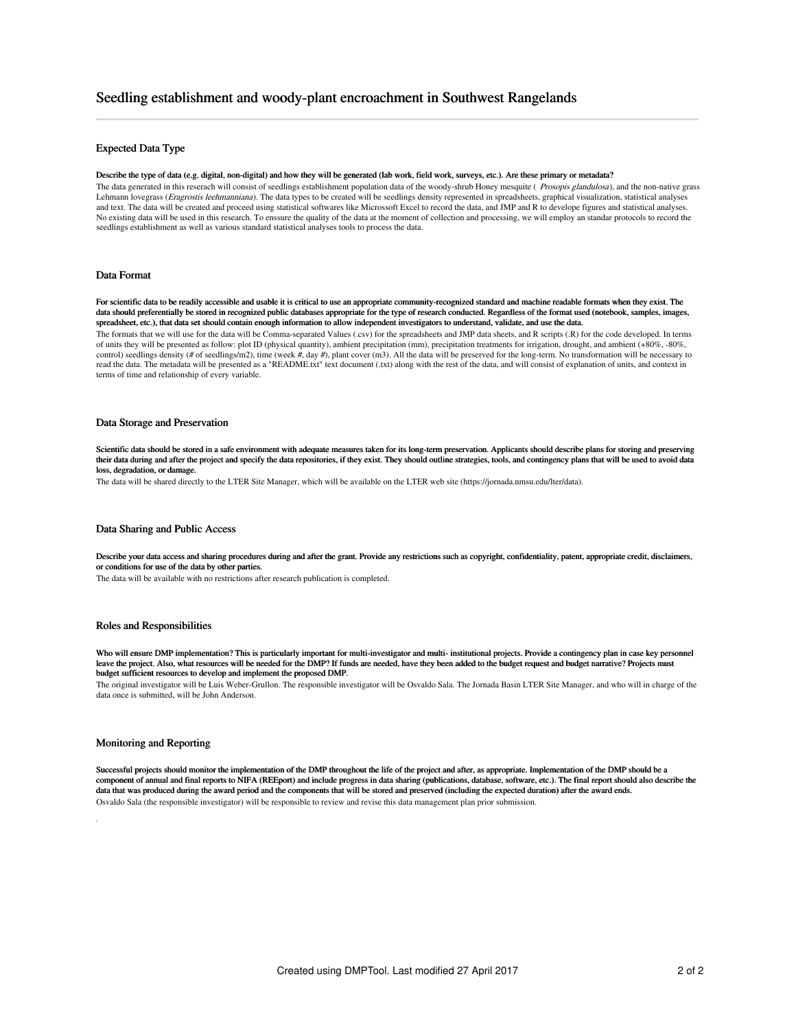## Seedling establishment and woody-plant encroachment in Southwest Rangelands

### Expected Data Type

**Describe the type of data (e.g. digital, non-digital) and how they will be generated (lab work, field work, surveys, etc.). Are these primary or metadata?**

The data generated in this reserach will consist of seedlings establishment population data of the woody-shrub Honey mesquite ( *Prosopis glandulosa*), and the non-native grass Lehmann lovegrass (*Eragrostis leehmanniana*). The data types to be created will be seedlings density represented in spreadsheets, graphical visualization, statistical analyses and text. The data will be created and proceed using statistical softwares like Micrsoft Excel to record the data, and JMP and R to develope figures and statistical analyses. No existing data will be used in this research. To enssure the quality of the data at the moment of collection and processing, we will employ an standar protocols to record the seedlings establishment as well as various standard statistical analyses tools to process the data.

### Data Format

**For scientific data to be readily accessible and usable it is critical to use an appropriate community-recognized standard and machine readable formats when they exist. The data should preferentially be stored in recognized public databases appropriate for the type of research conducted. Regardless of the format used (notebook, samples, images, spreadsheet, etc.), that data set should contain enough information to allow independent investigators to understand, validate, and use the data.**

The formats that we will use for the data will be Comma-separated Values (.csv) for the spreadsheets and JMP data sheets, and R scripts (.R) for the code developed. In terms of units they will be presented as follow: plot ID (physical quantity), ambient precipitation (mm), precipitation treatments for irrigation, drought, and ambient (+80%, -80%, control) seedlings density (# of seedlings/m2), time (week #, day #), plant cover (m3). All the data will be preserved for the long-term. No transformation will be necessary to read the data. The metadata will be presented as a "README.txt" text document (.txt) along with the rest of the data, and will consist of explanation of units, and context in terms of time and relationship of every variable.

### Data Storage and Preservation

**Scientific data should be stored in a safe environment with adequate measures taken for its long-term preservation. Applicants should describe plans for storing and preserving their data during and after the project and specify the data repositories, if they exist. They should outline strategies, tools, and contingency plans that will be used to avoid data loss, degradation, or damage.**

The data will be shared directly to the LTER Site Manager, which will be available on the LTER web site (https://jornada.nmsu.edu/lter/data).

### Data Sharing and Public Access

**Describe your data access and sharing procedures during and after the grant. Provide any restrictions such as copyright, confidentiality, patent, appropriate credit, disclaimers, or conditions for use of the data by other parties.**

The data will be available with no restrictions after research publication is completed.

### Roles and Responsibilities

**Who will ensure DMP implementation? This is particularly important for multi-investigator and multi- institutional projects. Provide a contingency plan in case key personnel leave the project. Also, what resources will be needed for the DMP? If funds are needed, have they been added to the budget request and budget narrative? Projects must budget sufficient resources to develop and implement the proposed DMP.**

The original investigator will be Luis Weber-Grullon. The responsible investigator will be Osvaldo Sala. The Jornada Basin LTER Site Manager, and who will in charge of the data once is submitted, will be John Anderson.

### Monitoring and Reporting

**Successful projects should monitor the implementation of the DMP throughout the life of the project and after, as appropriate. Implementation of the DMP should be a component of annual and final reports to NIFA (REEport) and include progress in data sharing (publications, database, software, etc.). The final report should also describe the data that was produced during the award period and the components that will be stored and preserved (including the expected duration) after the award ends.**

Osvaldo Sala (the responsible investigator) will be responsible to review and revise this data management plan prior submission.

Created using DMPTool. Last modified 27 April 2017